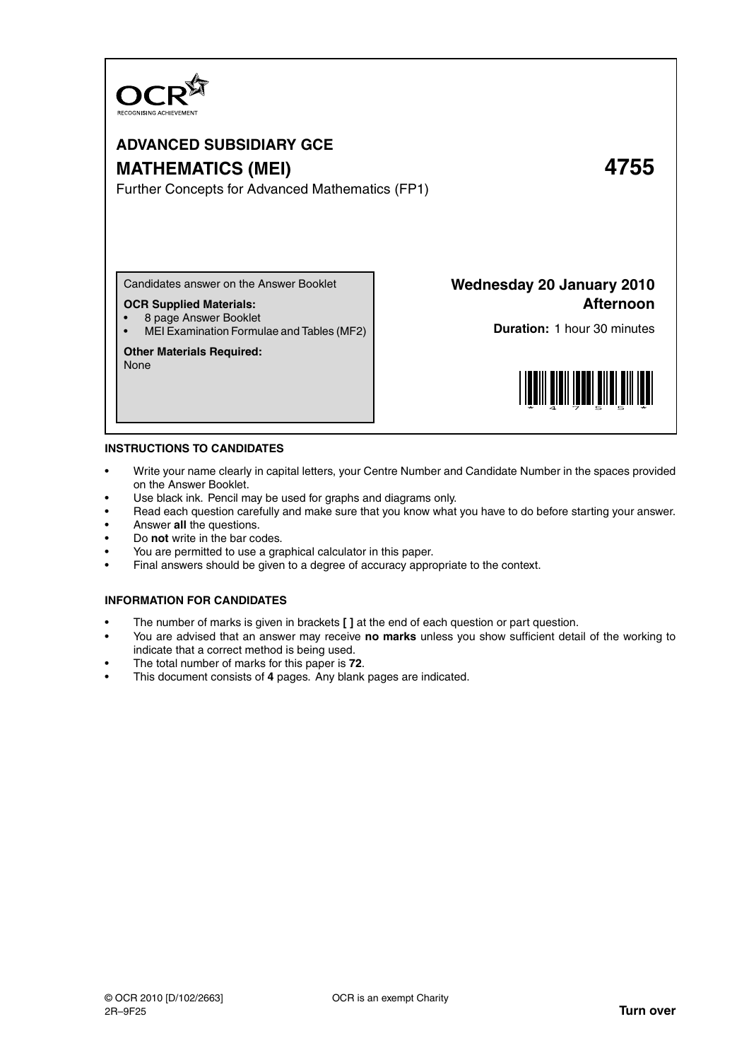OCR
RECOGNISING ACHIEVEMENT

# ADVANCED SUBSIDIARY GCE

# MATHEMATICS (MEI) 4755

Further Concepts for Advanced Mathematics (FP1)

Candidates answer on the Answer Booklet

**OCR Supplied Materials:**
- 8 page Answer Booklet
- MEI Examination Formulae and Tables (MF2)

**Other Materials Required:**
None

**Wednesday 20 January 2010**
**Afternoon**

**Duration:** 1 hour 30 minutes

## INSTRUCTIONS TO CANDIDATES

- Write your name clearly in capital letters, your Centre Number and Candidate Number in the spaces provided on the Answer Booklet.
- Use black ink. Pencil may be used for graphs and diagrams only.
- Read each question carefully and make sure that you know what you have to do before starting your answer.
- Answer **all** the questions.
- Do **not** write in the bar codes.
- You are permitted to use a graphical calculator in this paper.
- Final answers should be given to a degree of accuracy appropriate to the context.

## INFORMATION FOR CANDIDATES

- The number of marks is given in brackets **[ ]** at the end of each question or part question.
- You are advised that an answer may receive **no marks** unless you show sufficient detail of the working to indicate that a correct method is being used.
- The total number of marks for this paper is **72**.
- This document consists of **4** pages. Any blank pages are indicated.

© OCR 2010 [D/102/2663]
2R–9F25

OCR is an exempt Charity

**Turn over**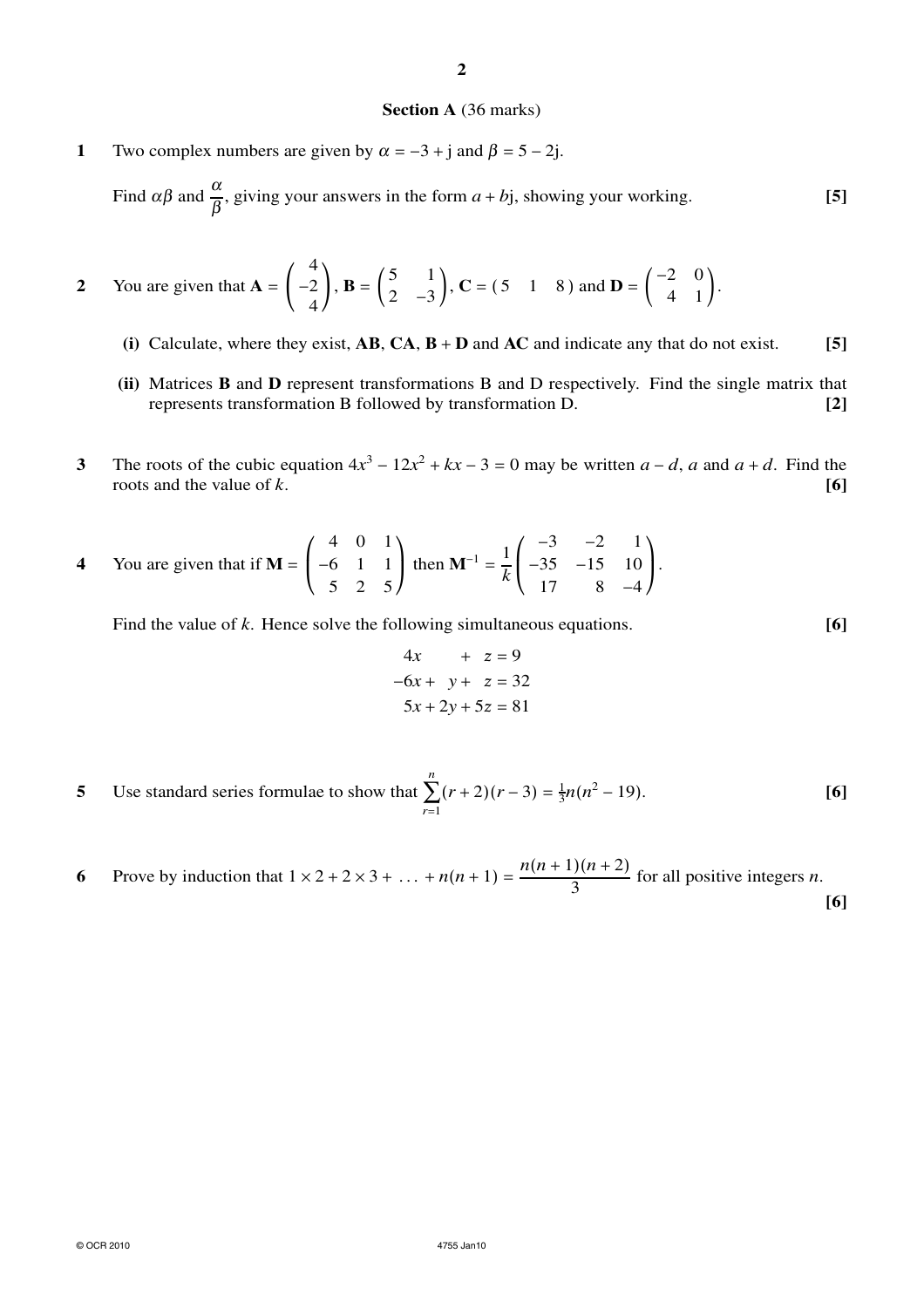## Section A (36 marks)

**1** Two complex numbers are given by $\alpha = -3 + \mathrm{j}$ and $\beta = 5 - 2\mathrm{j}$.

Find $\alpha\beta$ and $\dfrac{\alpha}{\beta}$, giving your answers in the form $a + b\mathrm{j}$, showing your working. **[5]**

**2** You are given that $\mathbf{A} = \begin{pmatrix} 4 \\ -2 \\ 4 \end{pmatrix}$, $\mathbf{B} = \begin{pmatrix} 5 & 1 \\ 2 & -3 \end{pmatrix}$, $\mathbf{C} = \begin{pmatrix} 5 & 1 & 8 \end{pmatrix}$ and $\mathbf{D} = \begin{pmatrix} -2 & 0 \\ 4 & 1 \end{pmatrix}$.

**(i)** Calculate, where they exist, $\mathbf{AB}$, $\mathbf{CA}$, $\mathbf{B} + \mathbf{D}$ and $\mathbf{AC}$ and indicate any that do not exist. **[5]**

**(ii)** Matrices $\mathbf{B}$ and $\mathbf{D}$ represent transformations B and D respectively. Find the single matrix that represents transformation B followed by transformation D. **[2]**

**3** The roots of the cubic equation $4x^3 - 12x^2 + kx - 3 = 0$ may be written $a - d$, $a$ and $a + d$. Find the roots and the value of $k$. **[6]**

**4** You are given that if $\mathbf{M} = \begin{pmatrix} 4 & 0 & 1 \\ -6 & 1 & 1 \\ 5 & 2 & 5 \end{pmatrix}$ then $\mathbf{M}^{-1} = \dfrac{1}{k}\begin{pmatrix} -3 & -2 & 1 \\ -35 & -15 & 10 \\ 17 & 8 & -4 \end{pmatrix}$.

Find the value of $k$. Hence solve the following simultaneous equations. **[6]**

$$\begin{aligned} 4x \qquad\; + z &= 9 \\ -6x + y + z &= 32 \\ 5x + 2y + 5z &= 81 \end{aligned}$$

**5** Use standard series formulae to show that $\displaystyle\sum_{r=1}^{n}(r+2)(r-3) = \tfrac{1}{3}n(n^2 - 19)$. **[6]**

**6** Prove by induction that $1 \times 2 + 2 \times 3 + \ldots + n(n+1) = \dfrac{n(n+1)(n+2)}{3}$ for all positive integers $n$. **[6]**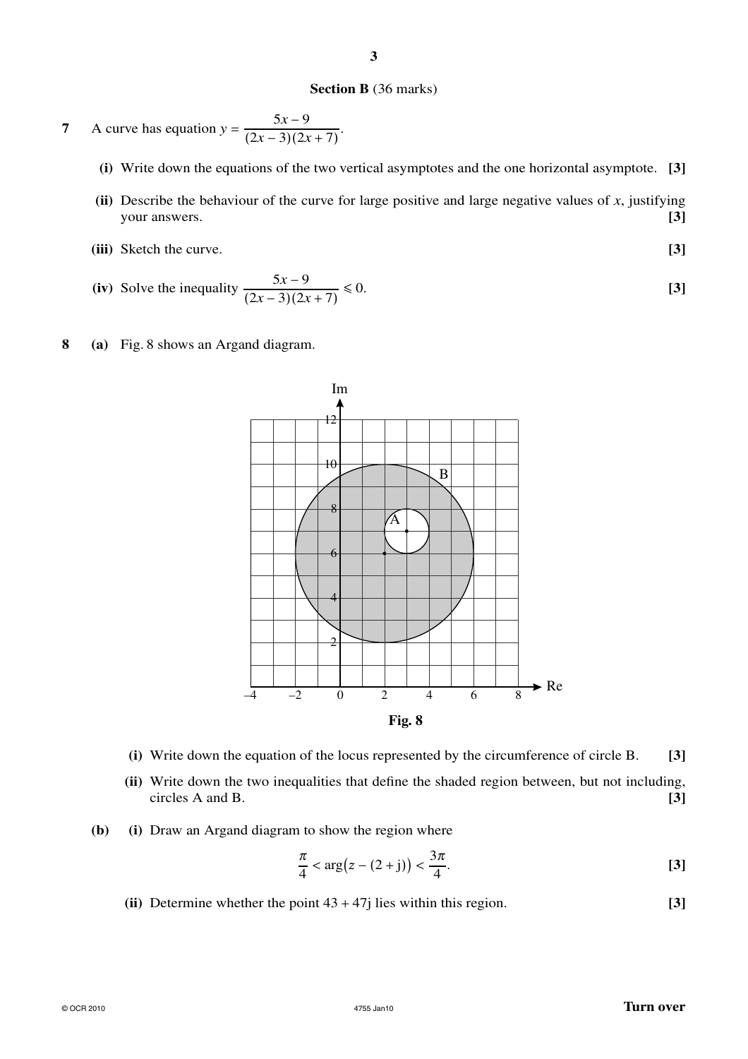**Section B** (36 marks)

**7** A curve has equation $y = \dfrac{5x - 9}{(2x - 3)(2x + 7)}$.

**(i)** Write down the equations of the two vertical asymptotes and the one horizontal asymptote. **[3]**

**(ii)** Describe the behaviour of the curve for large positive and large negative values of $x$, justifying your answers. **[3]**

**(iii)** Sketch the curve. **[3]**

**(iv)** Solve the inequality $\dfrac{5x - 9}{(2x - 3)(2x + 7)} \leqslant 0$. **[3]**

**8** **(a)** Fig. 8 shows an Argand diagram.

**Fig. 8**

**(i)** Write down the equation of the locus represented by the circumference of circle B. **[3]**

**(ii)** Write down the two inequalities that define the shaded region between, but not including, circles A and B. **[3]**

**(b)** **(i)** Draw an Argand diagram to show the region where

$$\frac{\pi}{4} < \arg\big(z - (2 + \mathrm{j})\big) < \frac{3\pi}{4}.$$

**[3]**

**(ii)** Determine whether the point $43 + 47\mathrm{j}$ lies within this region. **[3]**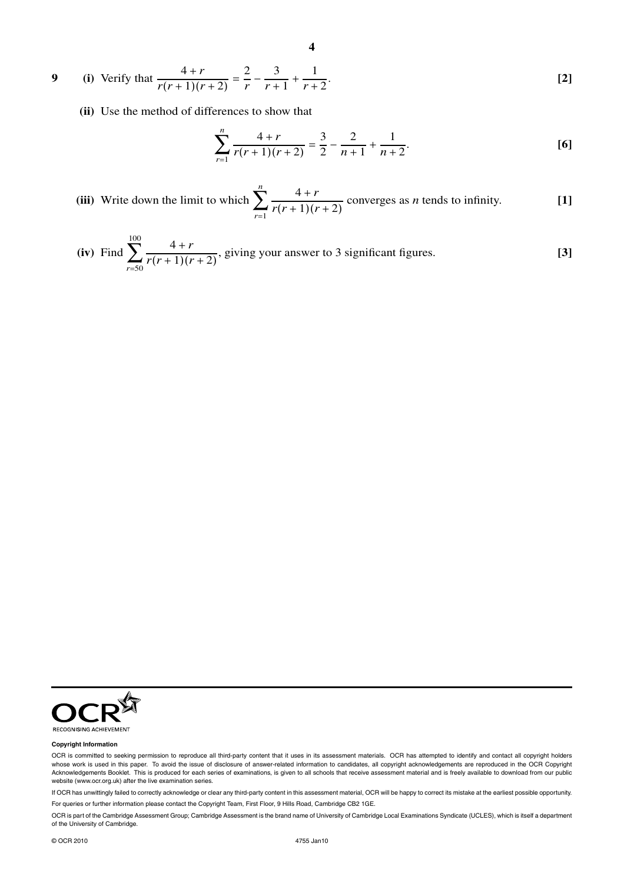**9** **(i)** Verify that $\dfrac{4+r}{r(r+1)(r+2)} = \dfrac{2}{r} - \dfrac{3}{r+1} + \dfrac{1}{r+2}$. **[2]**

**(ii)** Use the method of differences to show that

$$\sum_{r=1}^{n} \frac{4+r}{r(r+1)(r+2)} = \frac{3}{2} - \frac{2}{n+1} + \frac{1}{n+2}.$$ **[6]**

**(iii)** Write down the limit to which $\displaystyle\sum_{r=1}^{n} \frac{4+r}{r(r+1)(r+2)}$ converges as $n$ tends to infinity. **[1]**

**(iv)** Find $\displaystyle\sum_{r=50}^{100} \frac{4+r}{r(r+1)(r+2)}$, giving your answer to 3 significant figures. **[3]**

**Copyright Information**

OCR is committed to seeking permission to reproduce all third-party content that it uses in its assessment materials. OCR has attempted to identify and contact all copyright holders whose work is used in this paper. To avoid the issue of disclosure of answer-related information to candidates, all copyright acknowledgements are reproduced in the OCR Copyright Acknowledgements Booklet. This is produced for each series of examinations, is given to all schools that receive assessment material and is freely available to download from our public website (www.ocr.org.uk) after the live examination series.

If OCR has unwittingly failed to correctly acknowledge or clear any third-party content in this assessment material, OCR will be happy to correct its mistake at the earliest possible opportunity.

For queries or further information please contact the Copyright Team, First Floor, 9 Hills Road, Cambridge CB2 1GE.

OCR is part of the Cambridge Assessment Group; Cambridge Assessment is the brand name of University of Cambridge Local Examinations Syndicate (UCLES), which is itself a department of the University of Cambridge.

© OCR 2010 4755 Jan10